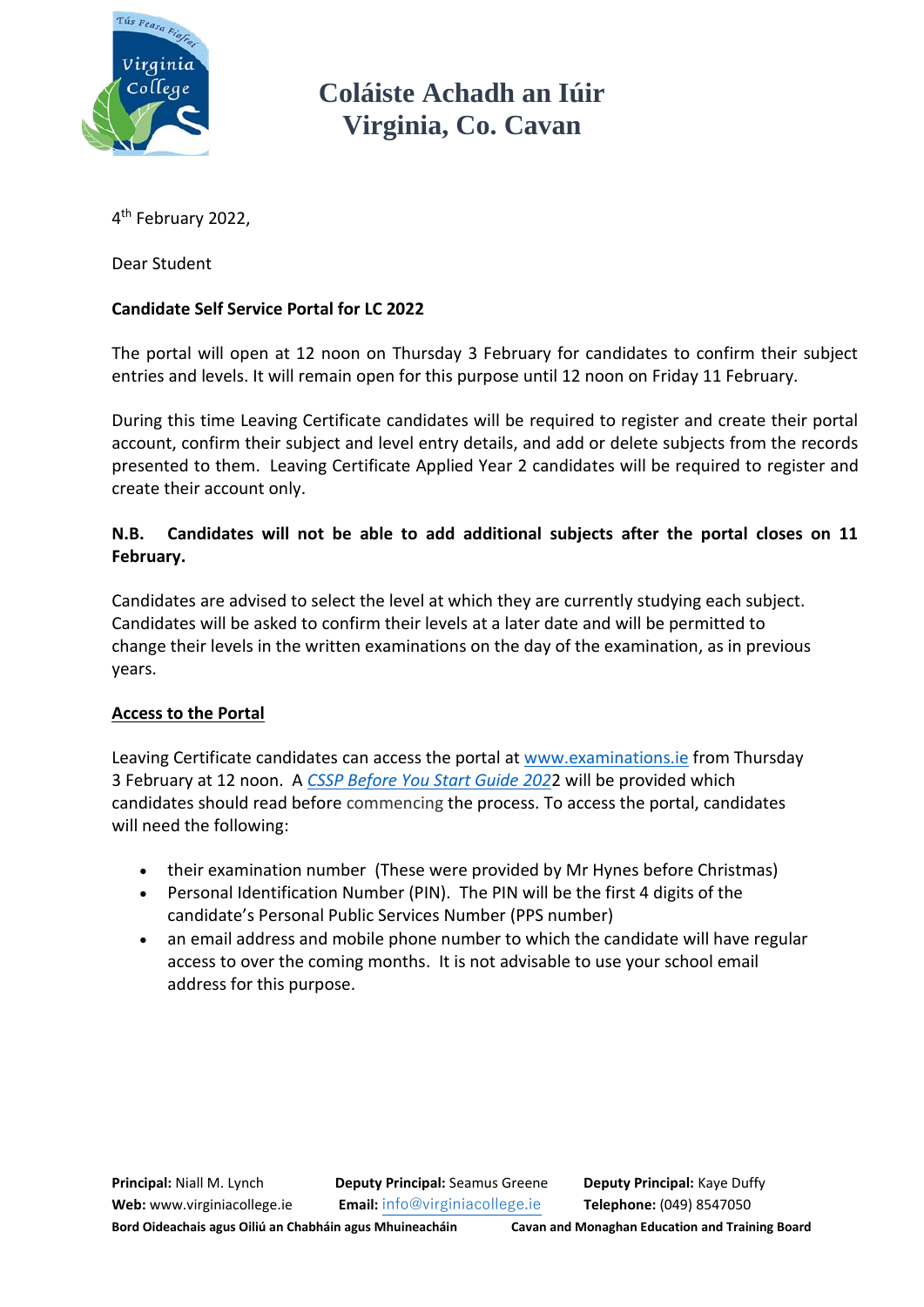# Coláiste Achadh an Iúir
# Virginia, Co. Cavan

4th February 2022,

Dear Student

**Candidate Self Service Portal for LC 2022**

The portal will open at 12 noon on Thursday 3 February for candidates to confirm their subject entries and levels. It will remain open for this purpose until 12 noon on Friday 11 February.

During this time Leaving Certificate candidates will be required to register and create their portal account, confirm their subject and level entry details, and add or delete subjects from the records presented to them. Leaving Certificate Applied Year 2 candidates will be required to register and create their account only.

**N.B. Candidates will not be able to add additional subjects after the portal closes on 11 February.**

Candidates are advised to select the level at which they are currently studying each subject. Candidates will be asked to confirm their levels at a later date and will be permitted to change their levels in the written examinations on the day of the examination, as in previous years.

## Access to the Portal

Leaving Certificate candidates can access the portal at www.examinations.ie from Thursday 3 February at 12 noon. A *CSSP Before You Start Guide 2022* will be provided which candidates should read before commencing the process. To access the portal, candidates will need the following:

- their examination number (These were provided by Mr Hynes before Christmas)
- Personal Identification Number (PIN). The PIN will be the first 4 digits of the candidate's Personal Public Services Number (PPS number)
- an email address and mobile phone number to which the candidate will have regular access to over the coming months. It is not advisable to use your school email address for this purpose.

**Principal:** Niall M. Lynch **Deputy Principal:** Seamus Greene **Deputy Principal:** Kaye Duffy
**Web:** www.virginiacollege.ie **Email:** info@virginiacollege.ie **Telephone:** (049) 8547050
**Bord Oideachais agus Oiliú an Chabháin agus Mhuineacháin** **Cavan and Monaghan Education and Training Board**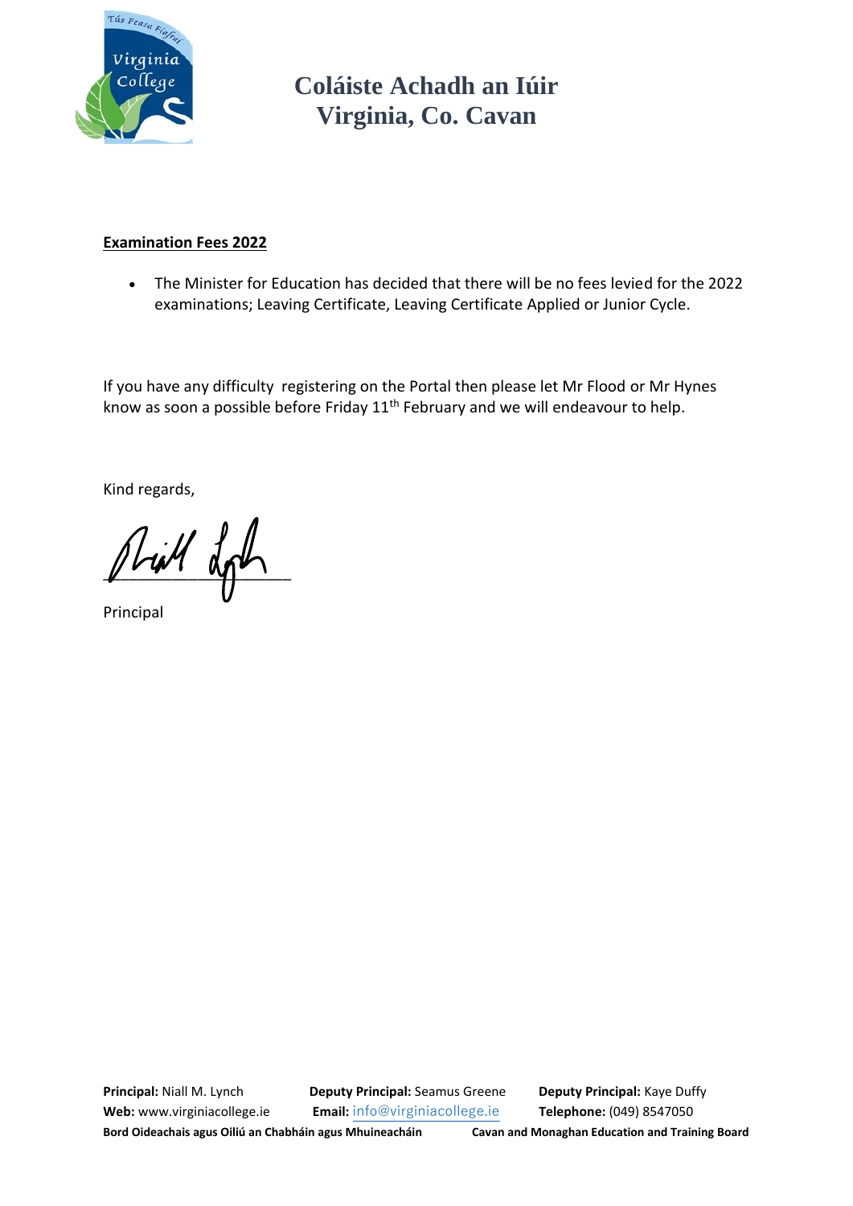# Coláiste Achadh an Iúir
# Virginia, Co. Cavan

**Examination Fees 2022**

- The Minister for Education has decided that there will be no fees levied for the 2022 examinations; Leaving Certificate, Leaving Certificate Applied or Junior Cycle.

If you have any difficulty registering on the Portal then please let Mr Flood or Mr Hynes know as soon a possible before Friday 11th February and we will endeavour to help.

Kind regards,

Principal

**Principal:** Niall M. Lynch **Deputy Principal:** Seamus Greene **Deputy Principal:** Kaye Duffy
**Web:** www.virginiacollege.ie **Email:** info@virginiacollege.ie **Telephone:** (049) 8547050
**Bord Oideachais agus Oiliú an Chabháin agus Mhuineacháin** **Cavan and Monaghan Education and Training Board**